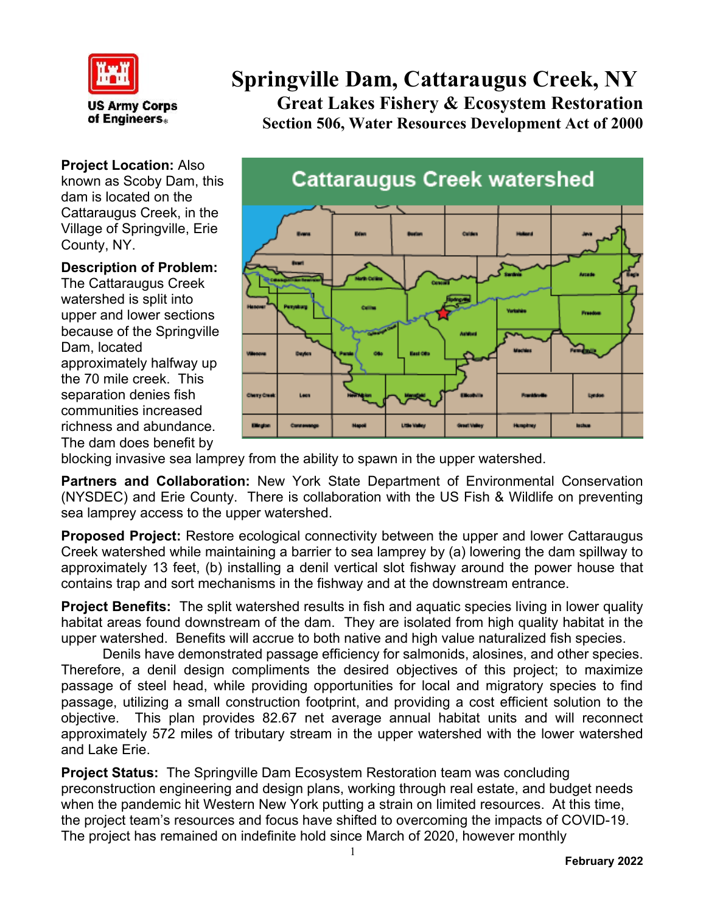US Army Corps of Engineers

# Springville Dam, Cattaraugus Creek, NY

## Great Lakes Fishery & Ecosystem Restoration

### Section 506, Water Resources Development Act of 2000

**Project Location:** Also known as Scoby Dam, this dam is located on the Cattaraugus Creek, in the Village of Springville, Erie County, NY.

**Description of Problem:** The Cattaraugus Creek watershed is split into upper and lower sections because of the Springville Dam, located approximately halfway up the 70 mile creek. This separation denies fish communities increased richness and abundance. The dam does benefit by blocking invasive sea lamprey from the ability to spawn in the upper watershed.

**Partners and Collaboration:** New York State Department of Environmental Conservation (NYSDEC) and Erie County. There is collaboration with the US Fish & Wildlife on preventing sea lamprey access to the upper watershed.

**Proposed Project:** Restore ecological connectivity between the upper and lower Cattaraugus Creek watershed while maintaining a barrier to sea lamprey by (a) lowering the dam spillway to approximately 13 feet, (b) installing a denil vertical slot fishway around the power house that contains trap and sort mechanisms in the fishway and at the downstream entrance.

**Project Benefits:** The split watershed results in fish and aquatic species living in lower quality habitat areas found downstream of the dam. They are isolated from high quality habitat in the upper watershed. Benefits will accrue to both native and high value naturalized fish species.

Denils have demonstrated passage efficiency for salmonids, alosines, and other species. Therefore, a denil design compliments the desired objectives of this project; to maximize passage of steel head, while providing opportunities for local and migratory species to find passage, utilizing a small construction footprint, and providing a cost efficient solution to the objective. This plan provides 82.67 net average annual habitat units and will reconnect approximately 572 miles of tributary stream in the upper watershed with the lower watershed and Lake Erie.

**Project Status:** The Springville Dam Ecosystem Restoration team was concluding preconstruction engineering and design plans, working through real estate, and budget needs when the pandemic hit Western New York putting a strain on limited resources. At this time, the project team's resources and focus have shifted to overcoming the impacts of COVID-19. The project has remained on indefinite hold since March of 2020, however monthly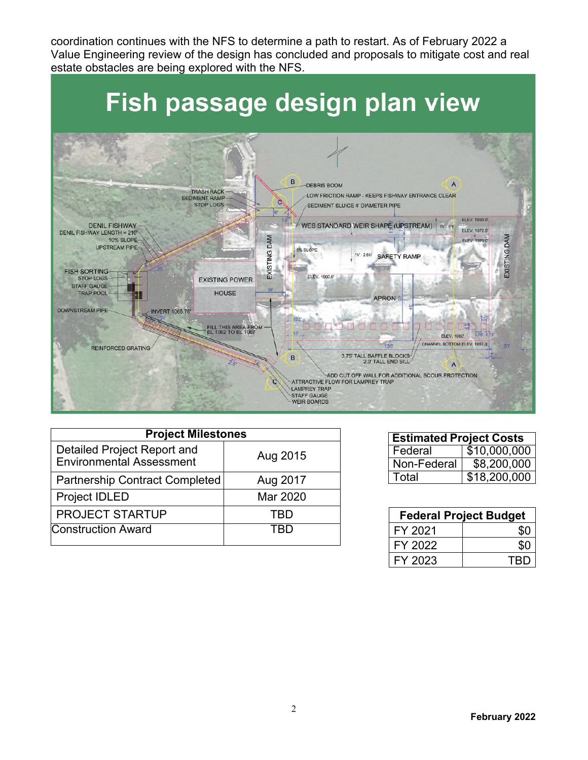coordination continues with the NFS to determine a path to restart. As of February 2022 a Value Engineering review of the design has concluded and proposals to mitigate cost and real estate obstacles are being explored with the NFS.

## Fish passage design plan view

| Project Milestones | |
|---|---|
| Detailed Project Report and Environmental Assessment | Aug 2015 |
| Partnership Contract Completed | Aug 2017 |
| Project IDLED | Mar 2020 |
| PROJECT STARTUP | TBD |
| Construction Award | TBD |

| Estimated Project Costs | |
|---|---|
| Federal | $10,000,000 |
| Non-Federal | $8,200,000 |
| Total | $18,200,000 |

| Federal Project Budget | |
|---|---|
| FY 2021 | $0 |
| FY 2022 | $0 |
| FY 2023 | TBD |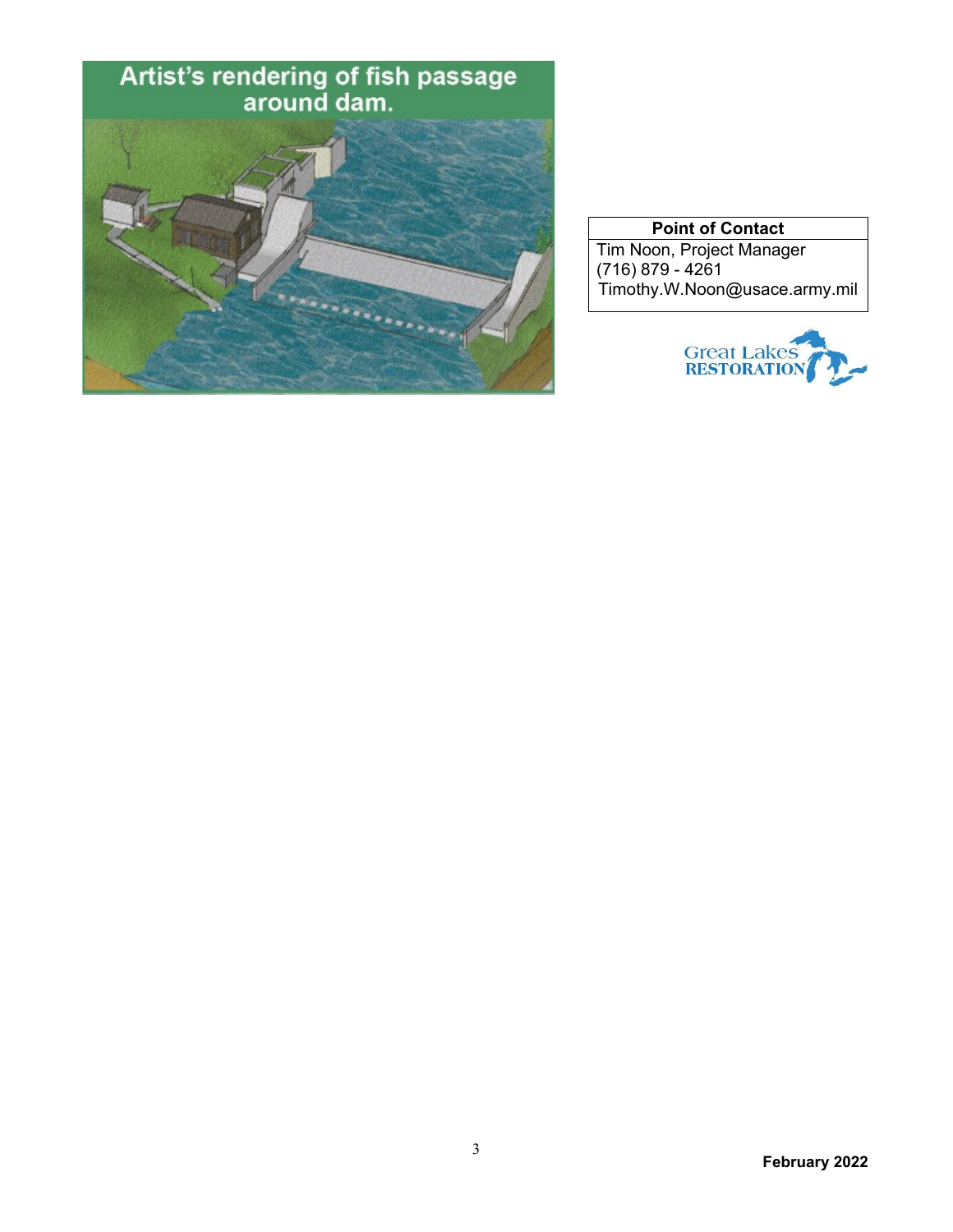Artist's rendering of fish passage around dam.

| Point of Contact |
| --- |
| Tim Noon, Project Manager<br>(716) 879 - 4261<br>Timothy.W.Noon@usace.army.mil |

Great Lakes RESTORATION

February 2022